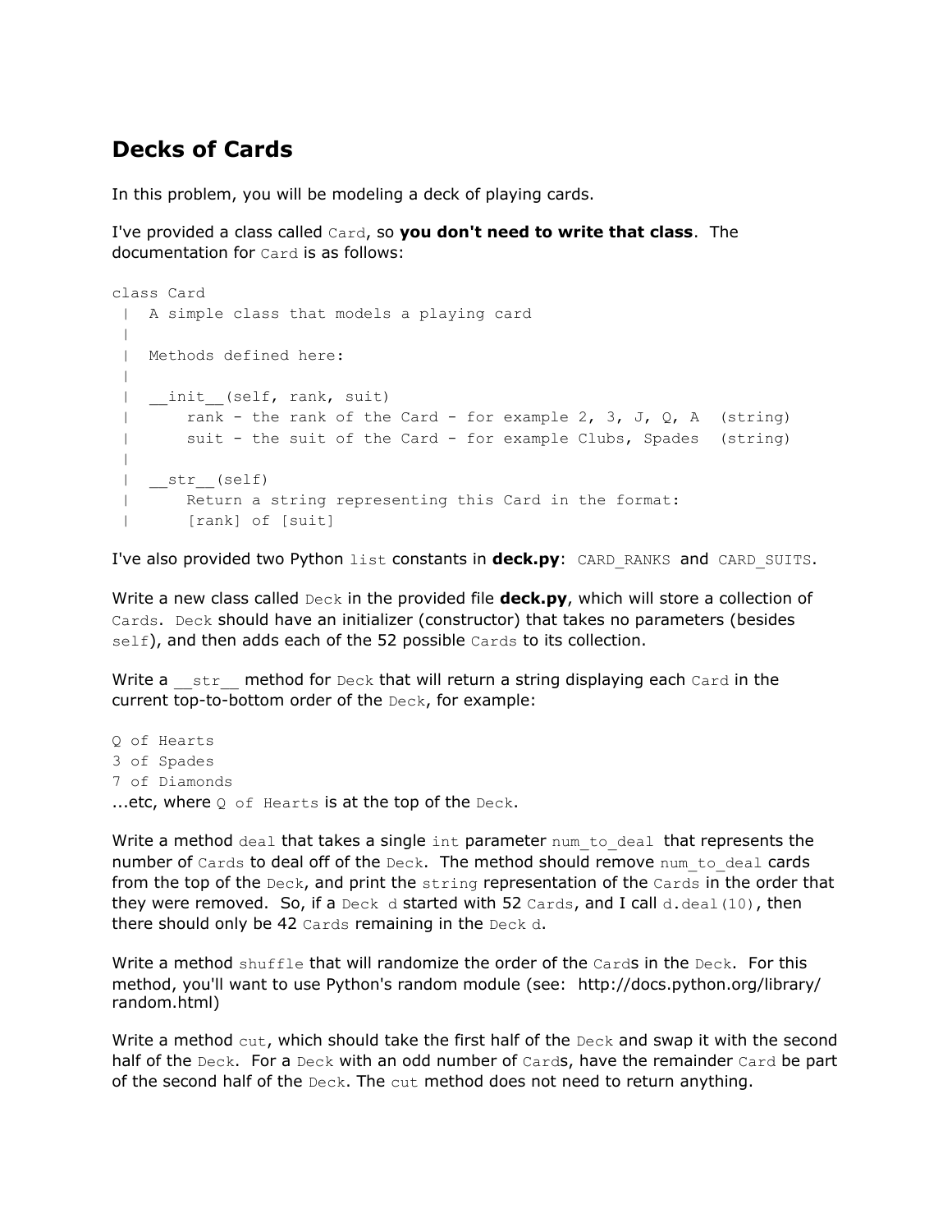## Decks of Cards

In this problem, you will be modeling a deck of playing cards.

I've provided a class called `Card`, so **you don't need to write that class**. The documentation for `Card` is as follows:

```
class Card
 |  A simple class that models a playing card
 |
 |  Methods defined here:
 |
 |  __init__(self, rank, suit)
 |      rank - the rank of the Card - for example 2, 3, J, Q, A  (string)
 |      suit - the suit of the Card - for example Clubs, Spades  (string)
 |
 |  __str__(self)
 |      Return a string representing this Card in the format:
 |      [rank] of [suit]
```

I've also provided two Python `list` constants in **deck.py**: `CARD_RANKS` and `CARD_SUITS`.

Write a new class called `Deck` in the provided file **deck.py**, which will store a collection of `Cards`. `Deck` should have an initializer (constructor) that takes no parameters (besides `self`), and then adds each of the 52 possible `Cards` to its collection.

Write a `__str__` method for `Deck` that will return a string displaying each `Card` in the current top-to-bottom order of the `Deck`, for example:

```
Q of Hearts
3 of Spades
7 of Diamonds
```

...etc, where `Q of Hearts` is at the top of the `Deck`.

Write a method `deal` that takes a single `int` parameter `num_to_deal` that represents the number of `Cards` to deal off of the `Deck`. The method should remove `num_to_deal` cards from the top of the `Deck`, and print the `string` representation of the `Cards` in the order that they were removed. So, if a `Deck d` started with 52 `Cards`, and I call `d.deal(10)`, then there should only be 42 `Cards` remaining in the `Deck d`.

Write a method `shuffle` that will randomize the order of the `Card`s in the `Deck`. For this method, you'll want to use Python's random module (see: http://docs.python.org/library/random.html)

Write a method `cut`, which should take the first half of the `Deck` and swap it with the second half of the `Deck`. For a `Deck` with an odd number of `Card`s, have the remainder `Card` be part of the second half of the `Deck`. The `cut` method does not need to return anything.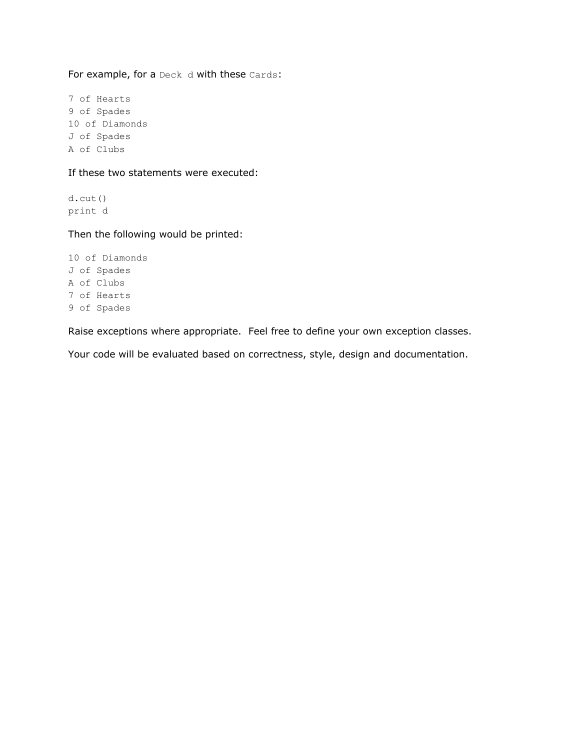For example, for a `Deck d` with these `Cards`:

```
7 of Hearts
9 of Spades
10 of Diamonds
J of Spades
A of Clubs
```

If these two statements were executed:

```
d.cut()
print d
```

Then the following would be printed:

```
10 of Diamonds
J of Spades
A of Clubs
7 of Hearts
9 of Spades
```

Raise exceptions where appropriate. Feel free to define your own exception classes.

Your code will be evaluated based on correctness, style, design and documentation.